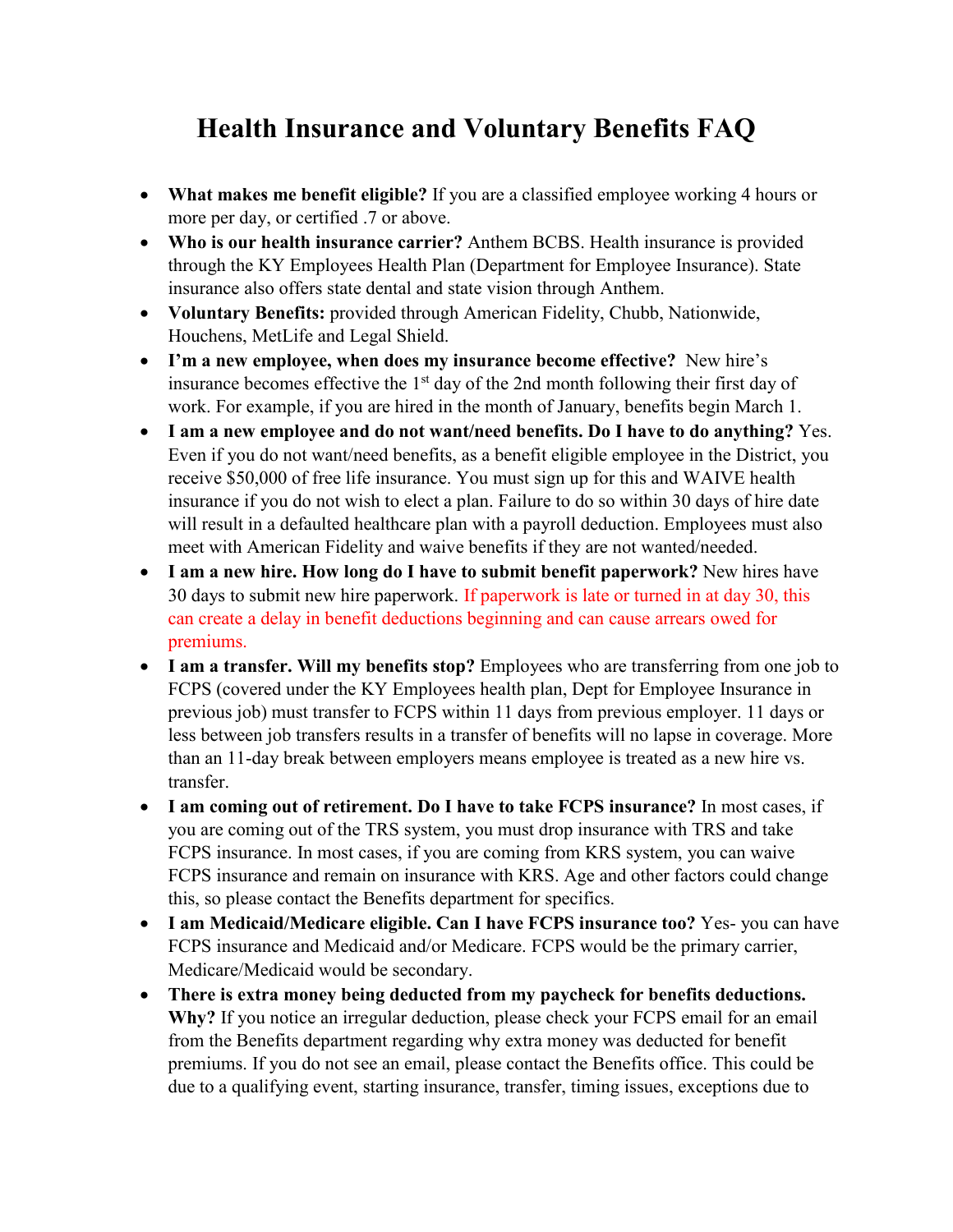# Health Insurance and Voluntary Benefits FAQ

- **What makes me benefit eligible?** If you are a classified employee working 4 hours or more per day, or certified .7 or above.
- **Who is our health insurance carrier?** Anthem BCBS. Health insurance is provided through the KY Employees Health Plan (Department for Employee Insurance). State insurance also offers state dental and state vision through Anthem.
- **Voluntary Benefits:** provided through American Fidelity, Chubb, Nationwide, Houchens, MetLife and Legal Shield.
- **I'm a new employee, when does my insurance become effective?** New hire's insurance becomes effective the 1st day of the 2nd month following their first day of work. For example, if you are hired in the month of January, benefits begin March 1.
- **I am a new employee and do not want/need benefits. Do I have to do anything?** Yes. Even if you do not want/need benefits, as a benefit eligible employee in the District, you receive $50,000 of free life insurance. You must sign up for this and WAIVE health insurance if you do not wish to elect a plan. Failure to do so within 30 days of hire date will result in a defaulted healthcare plan with a payroll deduction. Employees must also meet with American Fidelity and waive benefits if they are not wanted/needed.
- **I am a new hire. How long do I have to submit benefit paperwork?** New hires have 30 days to submit new hire paperwork. If paperwork is late or turned in at day 30, this can create a delay in benefit deductions beginning and can cause arrears owed for premiums.
- **I am a transfer. Will my benefits stop?** Employees who are transferring from one job to FCPS (covered under the KY Employees health plan, Dept for Employee Insurance in previous job) must transfer to FCPS within 11 days from previous employer. 11 days or less between job transfers results in a transfer of benefits will no lapse in coverage. More than an 11-day break between employers means employee is treated as a new hire vs. transfer.
- **I am coming out of retirement. Do I have to take FCPS insurance?** In most cases, if you are coming out of the TRS system, you must drop insurance with TRS and take FCPS insurance. In most cases, if you are coming from KRS system, you can waive FCPS insurance and remain on insurance with KRS. Age and other factors could change this, so please contact the Benefits department for specifics.
- **I am Medicaid/Medicare eligible. Can I have FCPS insurance too?** Yes- you can have FCPS insurance and Medicaid and/or Medicare. FCPS would be the primary carrier, Medicare/Medicaid would be secondary.
- **There is extra money being deducted from my paycheck for benefits deductions. Why?** If you notice an irregular deduction, please check your FCPS email for an email from the Benefits department regarding why extra money was deducted for benefit premiums. If you do not see an email, please contact the Benefits office. This could be due to a qualifying event, starting insurance, transfer, timing issues, exceptions due to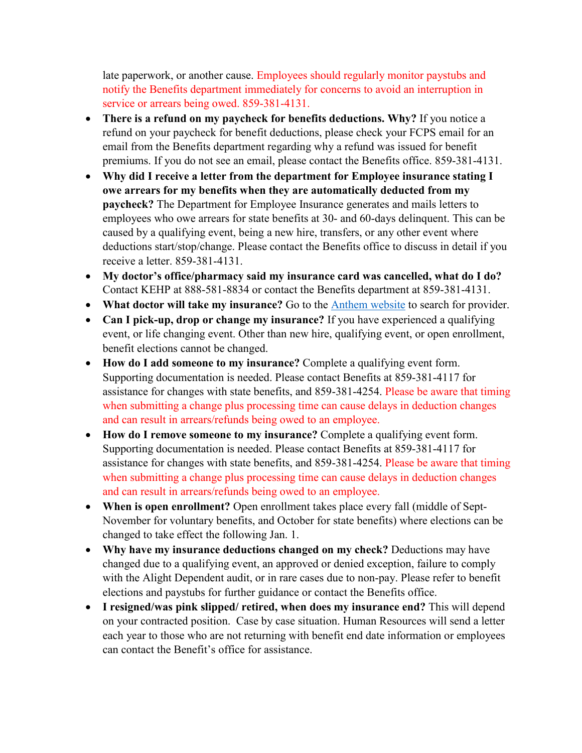late paperwork, or another cause. Employees should regularly monitor paystubs and notify the Benefits department immediately for concerns to avoid an interruption in service or arrears being owed. 859-381-4131.

- **There is a refund on my paycheck for benefits deductions. Why?** If you notice a refund on your paycheck for benefit deductions, please check your FCPS email for an email from the Benefits department regarding why a refund was issued for benefit premiums. If you do not see an email, please contact the Benefits office. 859-381-4131.
- **Why did I receive a letter from the department for Employee insurance stating I owe arrears for my benefits when they are automatically deducted from my paycheck?** The Department for Employee Insurance generates and mails letters to employees who owe arrears for state benefits at 30- and 60-days delinquent. This can be caused by a qualifying event, being a new hire, transfers, or any other event where deductions start/stop/change. Please contact the Benefits office to discuss in detail if you receive a letter. 859-381-4131.
- **My doctor's office/pharmacy said my insurance card was cancelled, what do I do?** Contact KEHP at 888-581-8834 or contact the Benefits department at 859-381-4131.
- **What doctor will take my insurance?** Go to the Anthem website to search for provider.
- **Can I pick-up, drop or change my insurance?** If you have experienced a qualifying event, or life changing event. Other than new hire, qualifying event, or open enrollment, benefit elections cannot be changed.
- **How do I add someone to my insurance?** Complete a qualifying event form. Supporting documentation is needed. Please contact Benefits at 859-381-4117 for assistance for changes with state benefits, and 859-381-4254. Please be aware that timing when submitting a change plus processing time can cause delays in deduction changes and can result in arrears/refunds being owed to an employee.
- **How do I remove someone to my insurance?** Complete a qualifying event form. Supporting documentation is needed. Please contact Benefits at 859-381-4117 for assistance for changes with state benefits, and 859-381-4254. Please be aware that timing when submitting a change plus processing time can cause delays in deduction changes and can result in arrears/refunds being owed to an employee.
- **When is open enrollment?** Open enrollment takes place every fall (middle of Sept-November for voluntary benefits, and October for state benefits) where elections can be changed to take effect the following Jan. 1.
- **Why have my insurance deductions changed on my check?** Deductions may have changed due to a qualifying event, an approved or denied exception, failure to comply with the Alight Dependent audit, or in rare cases due to non-pay. Please refer to benefit elections and paystubs for further guidance or contact the Benefits office.
- **I resigned/was pink slipped/ retired, when does my insurance end?** This will depend on your contracted position. Case by case situation. Human Resources will send a letter each year to those who are not returning with benefit end date information or employees can contact the Benefit's office for assistance.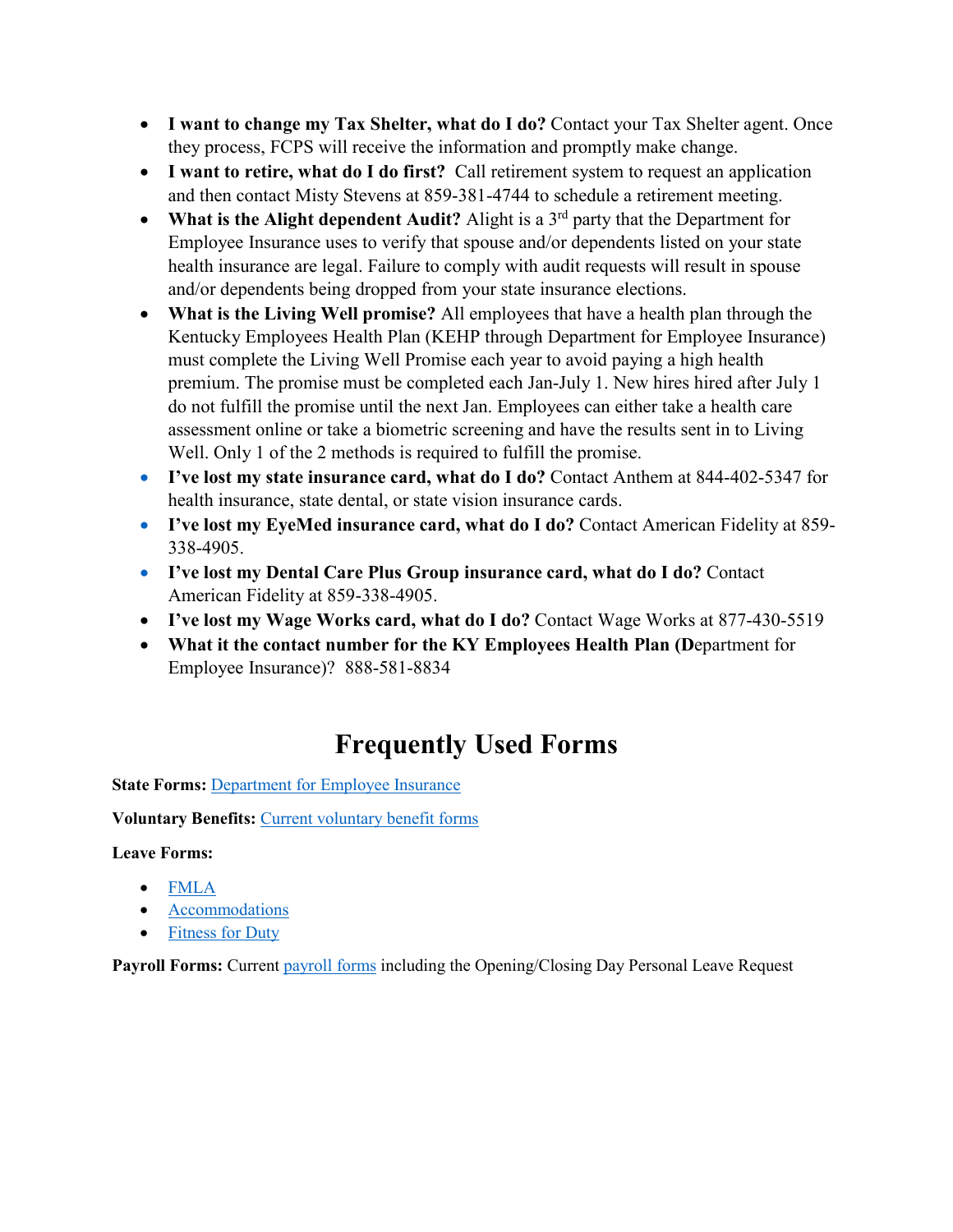- **I want to change my Tax Shelter, what do I do?** Contact your Tax Shelter agent. Once they process, FCPS will receive the information and promptly make change.
- **I want to retire, what do I do first?** Call retirement system to request an application and then contact Misty Stevens at 859-381-4744 to schedule a retirement meeting.
- **What is the Alight dependent Audit?** Alight is a 3rd party that the Department for Employee Insurance uses to verify that spouse and/or dependents listed on your state health insurance are legal. Failure to comply with audit requests will result in spouse and/or dependents being dropped from your state insurance elections.
- **What is the Living Well promise?** All employees that have a health plan through the Kentucky Employees Health Plan (KEHP through Department for Employee Insurance) must complete the Living Well Promise each year to avoid paying a high health premium. The promise must be completed each Jan-July 1. New hires hired after July 1 do not fulfill the promise until the next Jan. Employees can either take a health care assessment online or take a biometric screening and have the results sent in to Living Well. Only 1 of the 2 methods is required to fulfill the promise.
- **I've lost my state insurance card, what do I do?** Contact Anthem at 844-402-5347 for health insurance, state dental, or state vision insurance cards.
- **I've lost my EyeMed insurance card, what do I do?** Contact American Fidelity at 859-338-4905.
- **I've lost my Dental Care Plus Group insurance card, what do I do?** Contact American Fidelity at 859-338-4905.
- **I've lost my Wage Works card, what do I do?** Contact Wage Works at 877-430-5519
- **What it the contact number for the KY Employees Health Plan (D**epartment for Employee Insurance)? 888-581-8834

# Frequently Used Forms

**State Forms:** Department for Employee Insurance

**Voluntary Benefits:** Current voluntary benefit forms

**Leave Forms:**

- FMLA
- Accommodations
- Fitness for Duty

**Payroll Forms:** Current payroll forms including the Opening/Closing Day Personal Leave Request